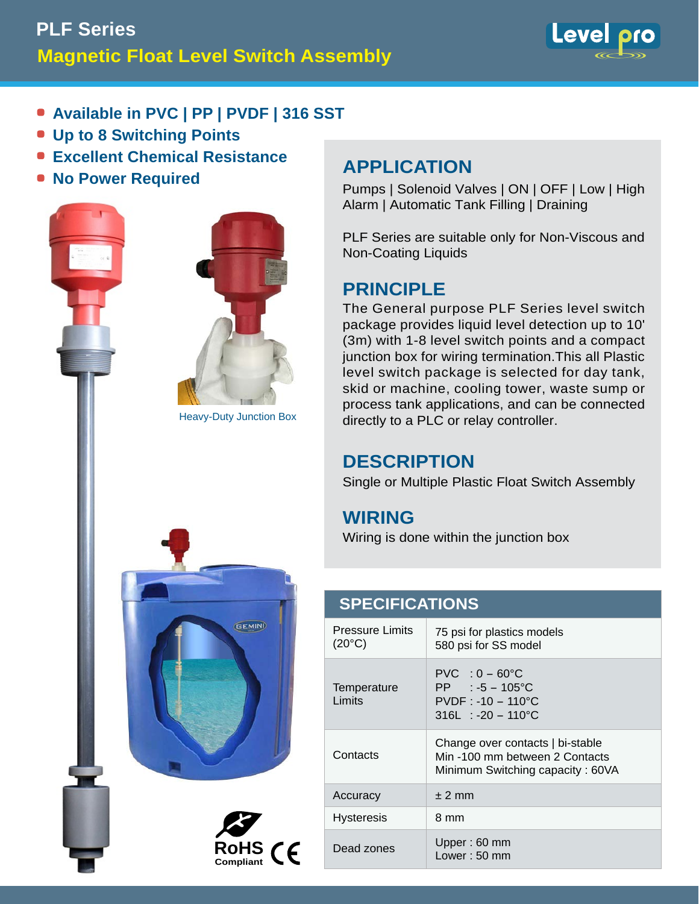# PLF Series

## Magnetic Float Level Switch Assembly

- **Available in PVC | PP | PVDF | 316 SST**
- **Up to 8 Switching Points**
- **Excellent Chemical Resistance**
- **No Power Required**

Heavy-Duty Junction Box

RoHS Compliant

## APPLICATION

Pumps | Solenoid Valves | ON | OFF | Low | High Alarm | Automatic Tank Filling | Draining

PLF Series are suitable only for Non-Viscous and Non-Coating Liquids

## PRINCIPLE

The General purpose PLF Series level switch package provides liquid level detection up to 10' (3m) with 1-8 level switch points and a compact junction box for wiring termination.This all Plastic level switch package is selected for day tank, skid or machine, cooling tower, waste sump or process tank applications, and can be connected directly to a PLC or relay controller.

## DESCRIPTION

Single or Multiple Plastic Float Switch Assembly

## WIRING

Wiring is done within the junction box

## SPECIFICATIONS

| | |
|---|---|
| Pressure Limits (20°C) | 75 psi for plastics models<br>580 psi for SS model |
| Temperature Limits | PVC : 0 – 60°C<br>PP : -5 – 105°C<br>PVDF : -10 – 110°C<br>316L : -20 – 110°C |
| Contacts | Change over contacts \| bi-stable<br>Min -100 mm between 2 Contacts<br>Minimum Switching capacity : 60VA |
| Accuracy | ± 2 mm |
| Hysteresis | 8 mm |
| Dead zones | Upper : 60 mm<br>Lower : 50 mm |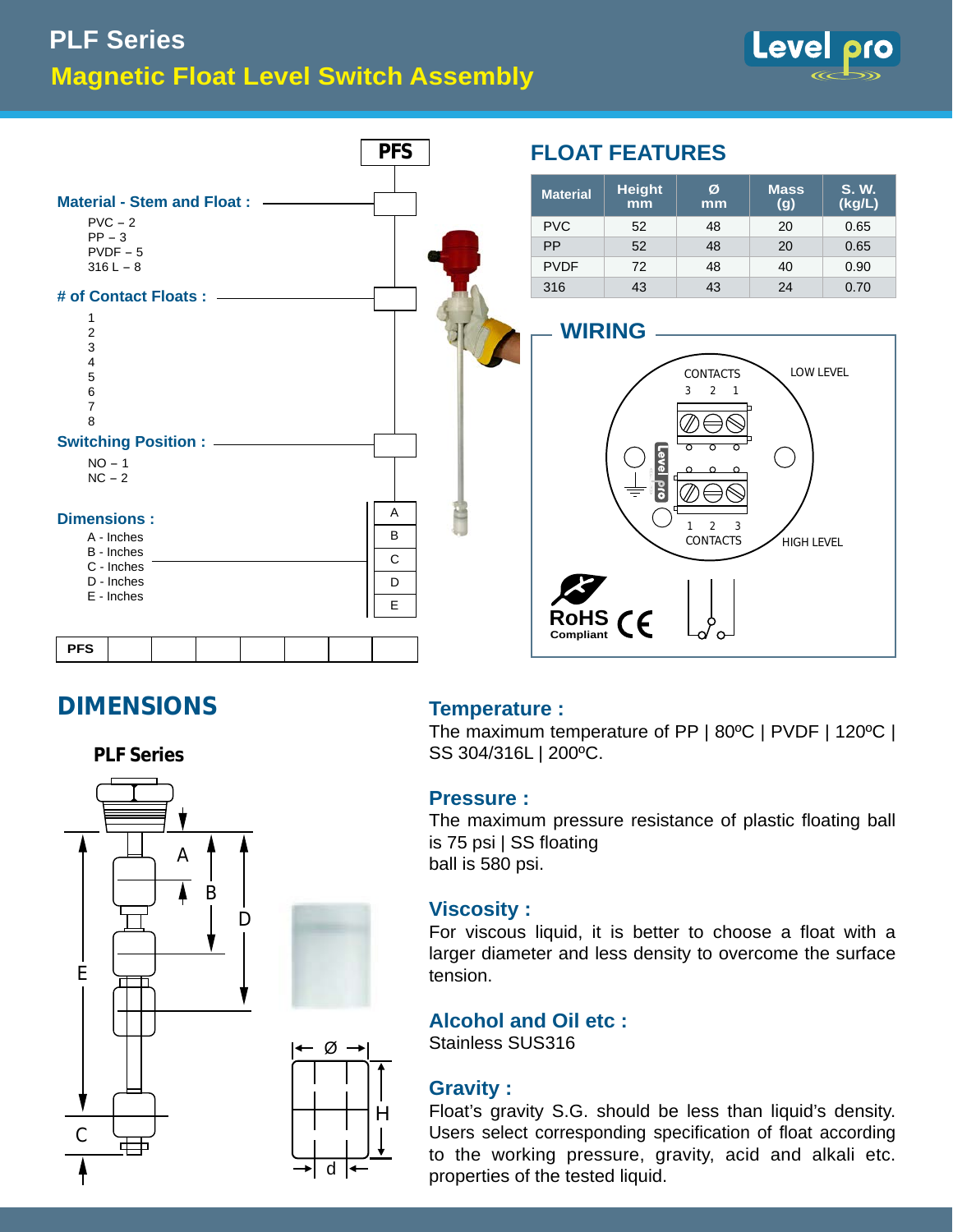# PLF Series

## Magnetic Float Level Switch Assembly

PFS

**Material - Stem and Float :**

PVC – 2
PP – 3
PVDF – 5
316 L – 8

**# of Contact Floats :**

1
2
3
4
5
6
7
8

**Switching Position :**

NO – 1
NC – 2

**Dimensions :**

A - Inches
B - Inches
C - Inches
D - Inches
E - Inches

| PFS | | | | | | | |
|---|---|---|---|---|---|---|---|

## FLOAT FEATURES

| Material | Height mm | Ø mm | Mass (g) | S. W. (kg/L) |
|---|---|---|---|---|
| PVC | 52 | 48 | 20 | 0.65 |
| PP | 52 | 48 | 20 | 0.65 |
| PVDF | 72 | 48 | 40 | 0.90 |
| 316 | 43 | 43 | 24 | 0.70 |

## WIRING

CONTACTS
3 2 1
LOW LEVEL
1 2 3
CONTACTS
HIGH LEVEL

RoHS Compliant
CE

## DIMENSIONS

**PLF Series**

A
B
C
D
E
Ø
H
d

### Temperature :

The maximum temperature of PP | 80ºC | PVDF | 120ºC | SS 304/316L | 200ºC.

### Pressure :

The maximum pressure resistance of plastic floating ball is 75 psi | SS floating ball is 580 psi.

### Viscosity :

For viscous liquid, it is better to choose a float with a larger diameter and less density to overcome the surface tension.

### Alcohol and Oil etc :

Stainless SUS316

### Gravity :

Float's gravity S.G. should be less than liquid's density. Users select corresponding specification of float according to the working pressure, gravity, acid and alkali etc. properties of the tested liquid.